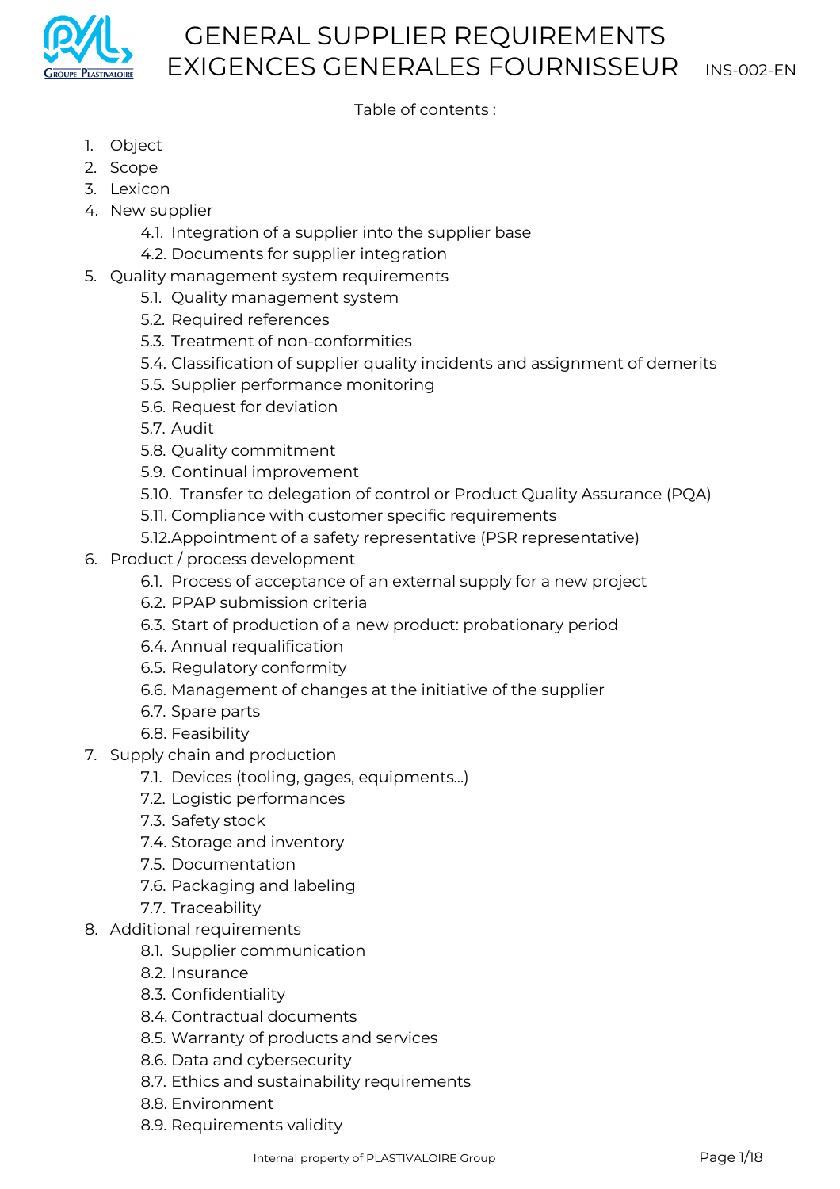# GENERAL SUPPLIER REQUIREMENTS
# EXIGENCES GENERALES FOURNISSEUR

INS-002-EN

Table of contents :

1. Object
2. Scope
3. Lexicon
4. New supplier
    - 4.1. Integration of a supplier into the supplier base
    - 4.2. Documents for supplier integration
5. Quality management system requirements
    - 5.1. Quality management system
    - 5.2. Required references
    - 5.3. Treatment of non-conformities
    - 5.4. Classification of supplier quality incidents and assignment of demerits
    - 5.5. Supplier performance monitoring
    - 5.6. Request for deviation
    - 5.7. Audit
    - 5.8. Quality commitment
    - 5.9. Continual improvement
    - 5.10. Transfer to delegation of control or Product Quality Assurance (PQA)
    - 5.11. Compliance with customer specific requirements
    - 5.12. Appointment of a safety representative (PSR representative)
6. Product / process development
    - 6.1. Process of acceptance of an external supply for a new project
    - 6.2. PPAP submission criteria
    - 6.3. Start of production of a new product: probationary period
    - 6.4. Annual requalification
    - 6.5. Regulatory conformity
    - 6.6. Management of changes at the initiative of the supplier
    - 6.7. Spare parts
    - 6.8. Feasibility
7. Supply chain and production
    - 7.1. Devices (tooling, gages, equipments…)
    - 7.2. Logistic performances
    - 7.3. Safety stock
    - 7.4. Storage and inventory
    - 7.5. Documentation
    - 7.6. Packaging and labeling
    - 7.7. Traceability
8. Additional requirements
    - 8.1. Supplier communication
    - 8.2. Insurance
    - 8.3. Confidentiality
    - 8.4. Contractual documents
    - 8.5. Warranty of products and services
    - 8.6. Data and cybersecurity
    - 8.7. Ethics and sustainability requirements
    - 8.8. Environment
    - 8.9. Requirements validity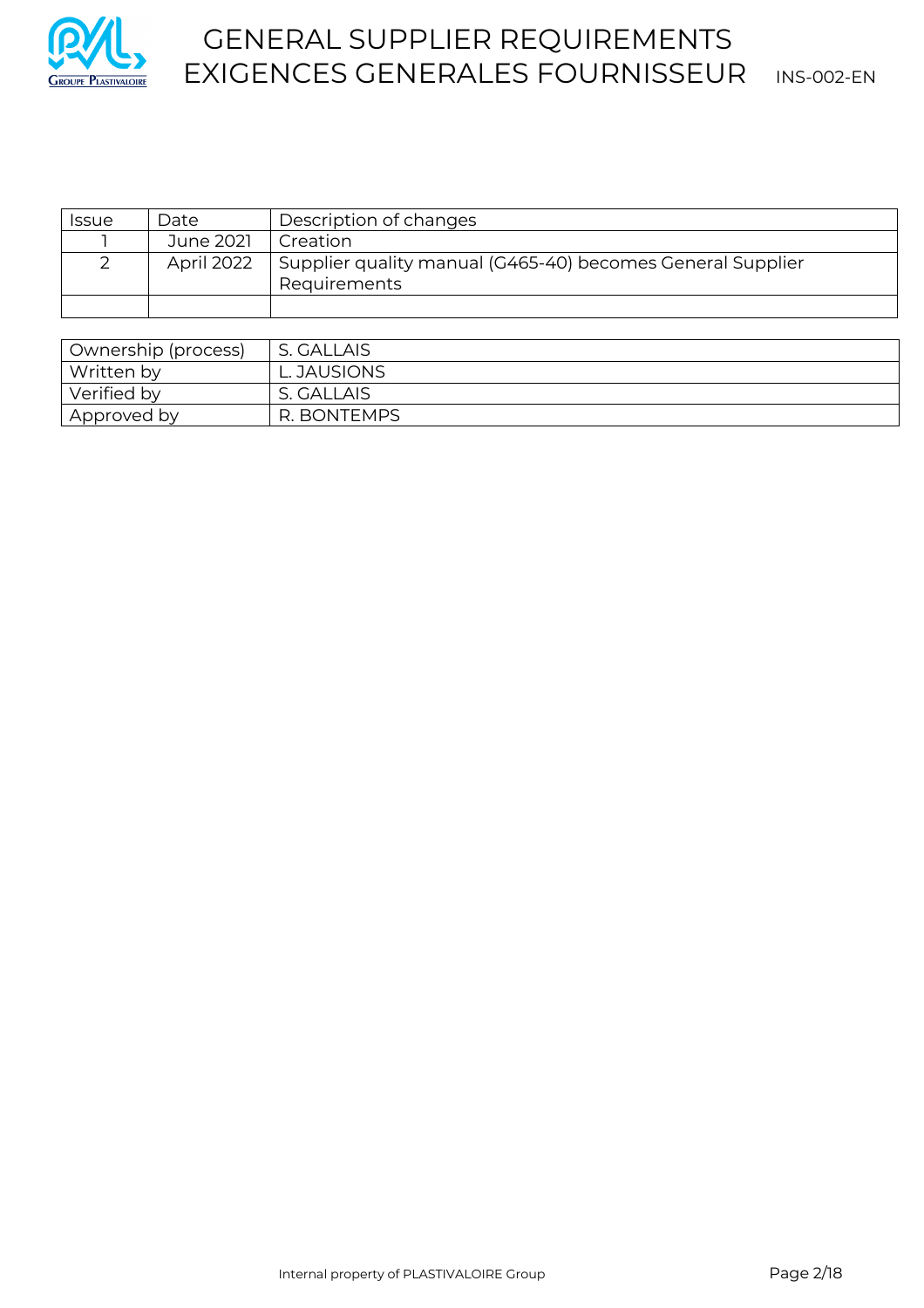| Issue | Date | Description of changes |
| --- | --- | --- |
| 1 | June 2021 | Creation |
| 2 | April 2022 | Supplier quality manual (G465-40) becomes General Supplier Requirements |
| | | |

| Ownership (process) | S. GALLAIS |
| --- | --- |
| Written by | L. JAUSIONS |
| Verified by | S. GALLAIS |
| Approved by | R. BONTEMPS |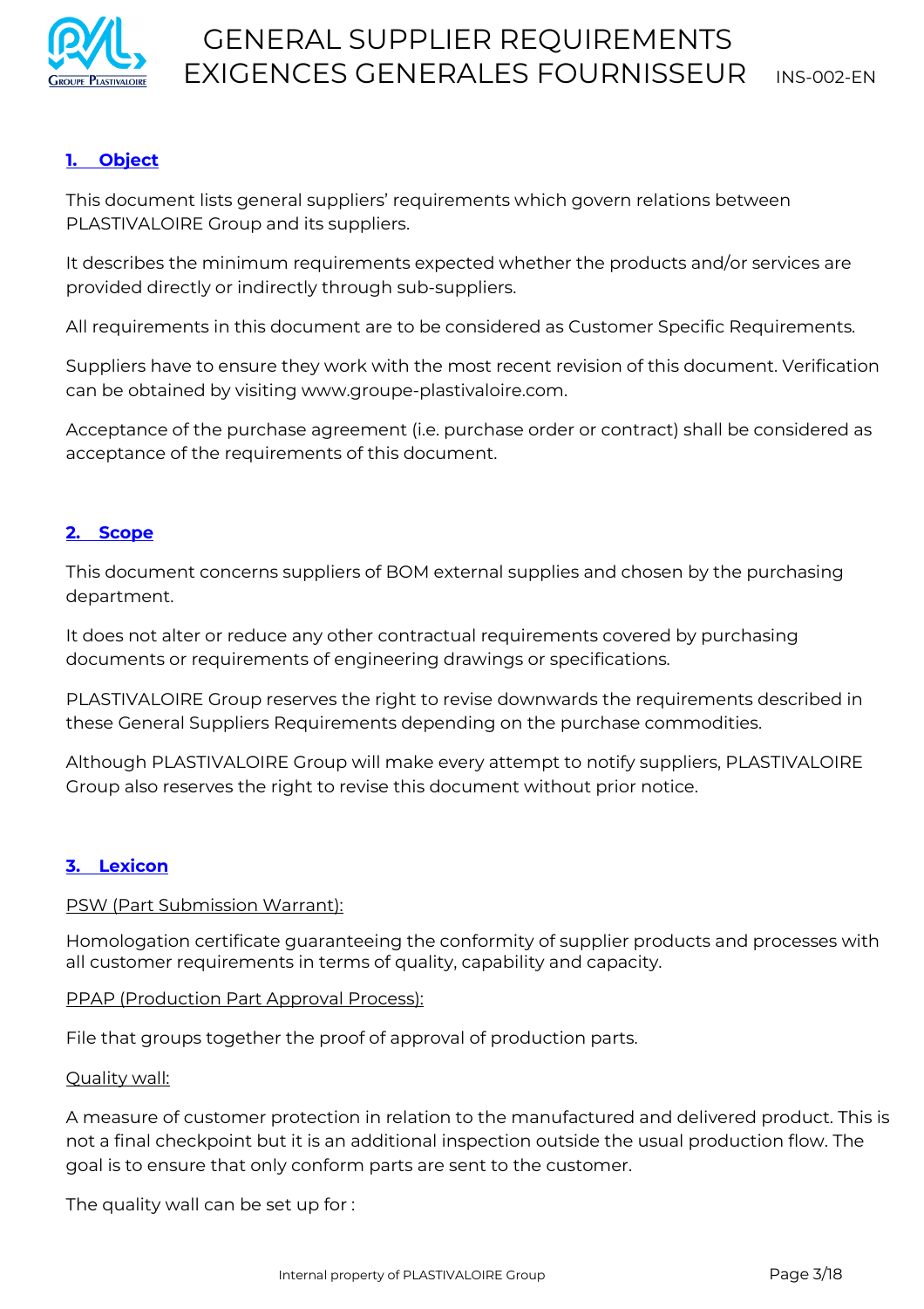## 1. Object

This document lists general suppliers' requirements which govern relations between PLASTIVALOIRE Group and its suppliers.

It describes the minimum requirements expected whether the products and/or services are provided directly or indirectly through sub-suppliers.

All requirements in this document are to be considered as Customer Specific Requirements.

Suppliers have to ensure they work with the most recent revision of this document. Verification can be obtained by visiting www.groupe-plastivaloire.com.

Acceptance of the purchase agreement (i.e. purchase order or contract) shall be considered as acceptance of the requirements of this document.

## 2. Scope

This document concerns suppliers of BOM external supplies and chosen by the purchasing department.

It does not alter or reduce any other contractual requirements covered by purchasing documents or requirements of engineering drawings or specifications.

PLASTIVALOIRE Group reserves the right to revise downwards the requirements described in these General Suppliers Requirements depending on the purchase commodities.

Although PLASTIVALOIRE Group will make every attempt to notify suppliers, PLASTIVALOIRE Group also reserves the right to revise this document without prior notice.

## 3. Lexicon

PSW (Part Submission Warrant):

Homologation certificate guaranteeing the conformity of supplier products and processes with all customer requirements in terms of quality, capability and capacity.

PPAP (Production Part Approval Process):

File that groups together the proof of approval of production parts.

Quality wall:

A measure of customer protection in relation to the manufactured and delivered product. This is not a final checkpoint but it is an additional inspection outside the usual production flow. The goal is to ensure that only conform parts are sent to the customer.

The quality wall can be set up for :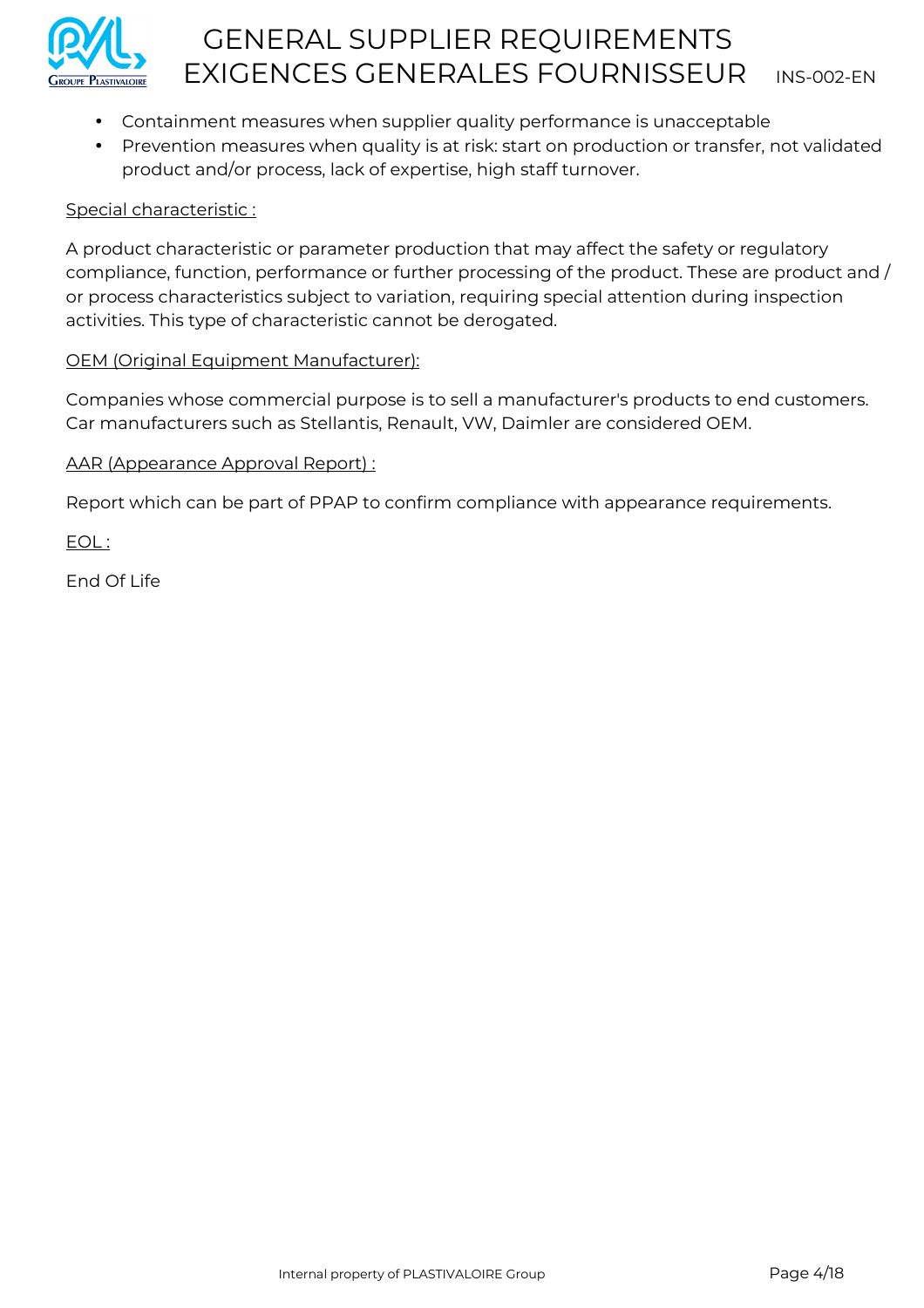- Containment measures when supplier quality performance is unacceptable
- Prevention measures when quality is at risk: start on production or transfer, not validated product and/or process, lack of expertise, high staff turnover.

<u>Special characteristic :</u>

A product characteristic or parameter production that may affect the safety or regulatory compliance, function, performance or further processing of the product. These are product and / or process characteristics subject to variation, requiring special attention during inspection activities. This type of characteristic cannot be derogated.

<u>OEM (Original Equipment Manufacturer):</u>

Companies whose commercial purpose is to sell a manufacturer's products to end customers. Car manufacturers such as Stellantis, Renault, VW, Daimler are considered OEM.

<u>AAR (Appearance Approval Report) :</u>

Report which can be part of PPAP to confirm compliance with appearance requirements.

<u>EOL :</u>

End Of Life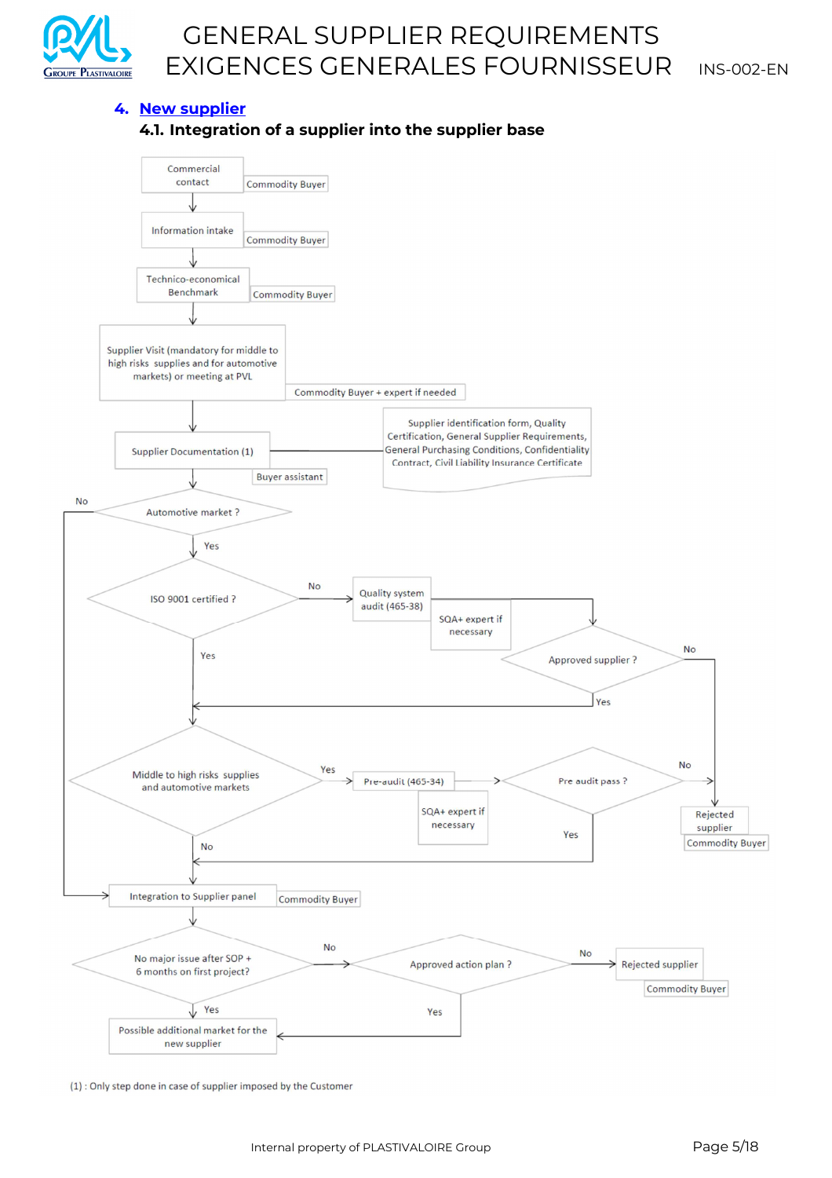## 4. New supplier

### 4.1. Integration of a supplier into the supplier base

Commercial contact — Commodity Buyer

Information intake — Commodity Buyer

Technico-economical Benchmark — Commodity Buyer

Supplier Visit (mandatory for middle to high risks supplies and for automotive markets) or meeting at PVL — Commodity Buyer + expert if needed

Supplier Documentation (1) — Buyer assistant

Supplier identification form, Quality Certification, General Supplier Requirements, General Purchasing Conditions, Confidentiality Contract, Civil Liability Insurance Certificate

Automotive market ?

- No → Integration to Supplier panel
- Yes → ISO 9001 certified ?

ISO 9001 certified ?

- No → Quality system audit (465-38) — SQA+ expert if necessary → Approved supplier ?
  - No → Rejected supplier — Commodity Buyer
  - Yes → Middle to high risks supplies and automotive markets
- Yes → Middle to high risks supplies and automotive markets

Middle to high risks supplies and automotive markets

- Yes → Pre-audit (465-34) — SQA+ expert if necessary → Pre audit pass ?
  - No → Rejected supplier — Commodity Buyer
  - Yes → Integration to Supplier panel
- No → Integration to Supplier panel

Integration to Supplier panel — Commodity Buyer

No major issue after SOP + 6 months on first project?

- Yes → Possible additional market for the new supplier
- No → Approved action plan ?
  - No → Rejected supplier — Commodity Buyer
  - Yes → Possible additional market for the new supplier

(1) : Only step done in case of supplier imposed by the Customer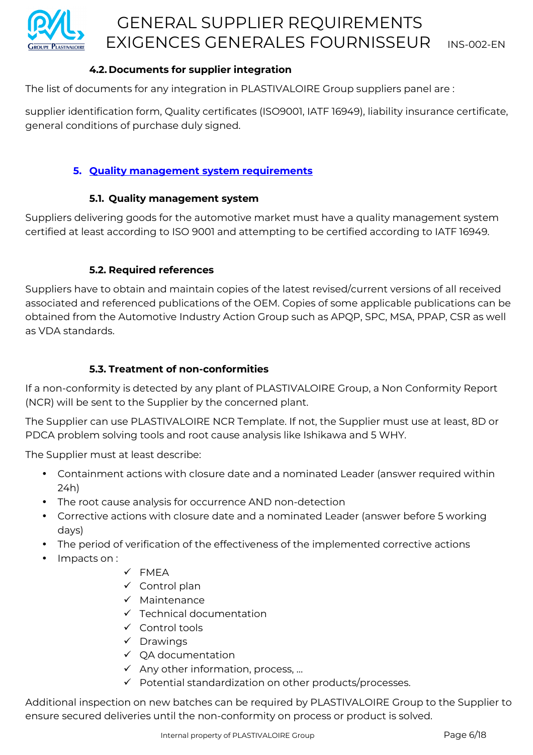### 4.2. Documents for supplier integration

The list of documents for any integration in PLASTIVALOIRE Group suppliers panel are :

supplier identification form, Quality certificates (ISO9001, IATF 16949), liability insurance certificate, general conditions of purchase duly signed.

## 5. Quality management system requirements

### 5.1. Quality management system

Suppliers delivering goods for the automotive market must have a quality management system certified at least according to ISO 9001 and attempting to be certified according to IATF 16949.

### 5.2. Required references

Suppliers have to obtain and maintain copies of the latest revised/current versions of all received associated and referenced publications of the OEM. Copies of some applicable publications can be obtained from the Automotive Industry Action Group such as APQP, SPC, MSA, PPAP, CSR as well as VDA standards.

### 5.3. Treatment of non-conformities

If a non-conformity is detected by any plant of PLASTIVALOIRE Group, a Non Conformity Report (NCR) will be sent to the Supplier by the concerned plant.

The Supplier can use PLASTIVALOIRE NCR Template. If not, the Supplier must use at least, 8D or PDCA problem solving tools and root cause analysis like Ishikawa and 5 WHY.

The Supplier must at least describe:

- Containment actions with closure date and a nominated Leader (answer required within 24h)
- The root cause analysis for occurrence AND non-detection
- Corrective actions with closure date and a nominated Leader (answer before 5 working days)
- The period of verification of the effectiveness of the implemented corrective actions
- Impacts on :
  - ✓ FMEA
  - ✓ Control plan
  - ✓ Maintenance
  - ✓ Technical documentation
  - ✓ Control tools
  - ✓ Drawings
  - ✓ QA documentation
  - ✓ Any other information, process, …
  - ✓ Potential standardization on other products/processes.

Additional inspection on new batches can be required by PLASTIVALOIRE Group to the Supplier to ensure secured deliveries until the non-conformity on process or product is solved.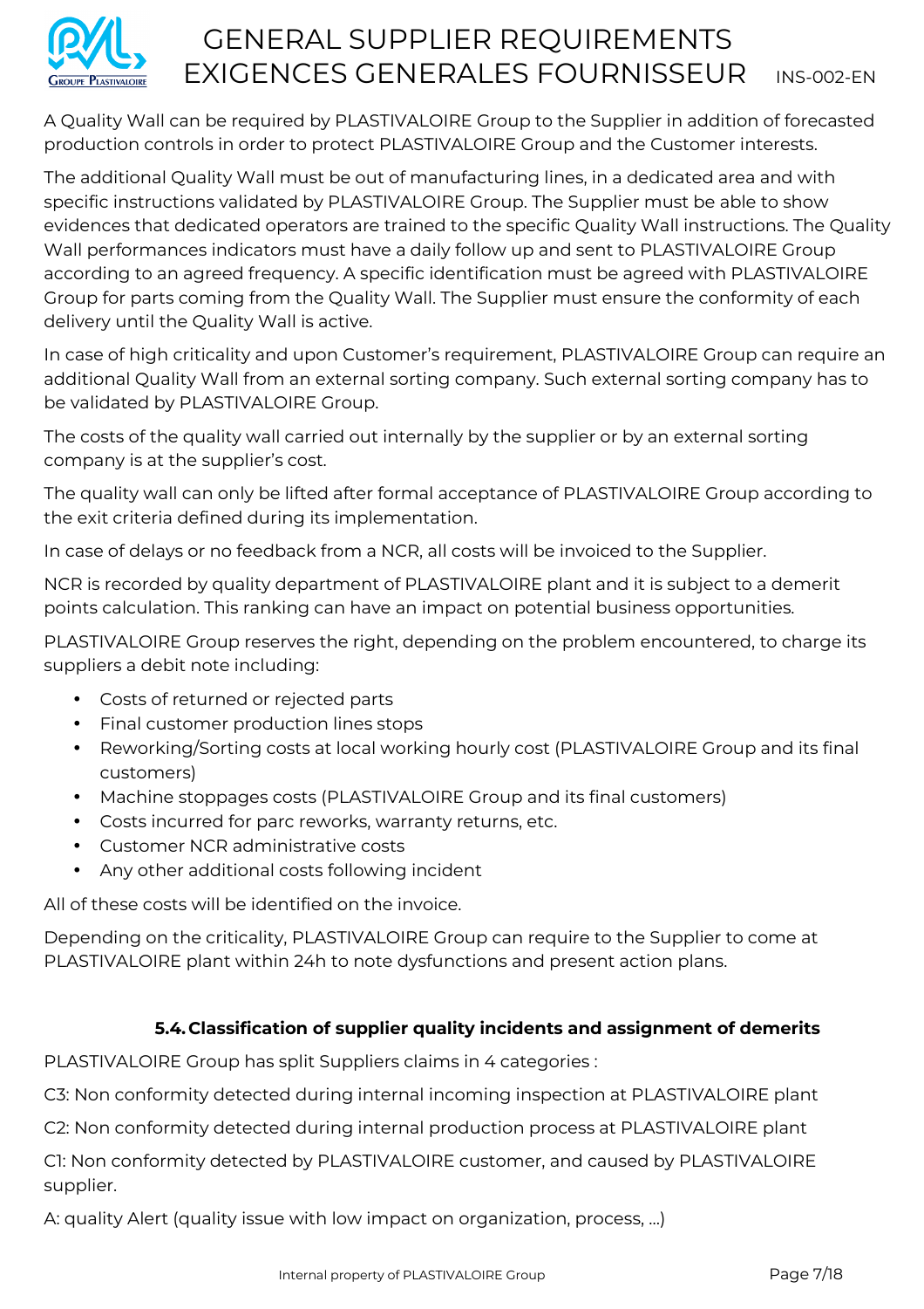A Quality Wall can be required by PLASTIVALOIRE Group to the Supplier in addition of forecasted production controls in order to protect PLASTIVALOIRE Group and the Customer interests.

The additional Quality Wall must be out of manufacturing lines, in a dedicated area and with specific instructions validated by PLASTIVALOIRE Group. The Supplier must be able to show evidences that dedicated operators are trained to the specific Quality Wall instructions. The Quality Wall performances indicators must have a daily follow up and sent to PLASTIVALOIRE Group according to an agreed frequency. A specific identification must be agreed with PLASTIVALOIRE Group for parts coming from the Quality Wall. The Supplier must ensure the conformity of each delivery until the Quality Wall is active.

In case of high criticality and upon Customer's requirement, PLASTIVALOIRE Group can require an additional Quality Wall from an external sorting company. Such external sorting company has to be validated by PLASTIVALOIRE Group.

The costs of the quality wall carried out internally by the supplier or by an external sorting company is at the supplier's cost.

The quality wall can only be lifted after formal acceptance of PLASTIVALOIRE Group according to the exit criteria defined during its implementation.

In case of delays or no feedback from a NCR, all costs will be invoiced to the Supplier.

NCR is recorded by quality department of PLASTIVALOIRE plant and it is subject to a demerit points calculation. This ranking can have an impact on potential business opportunities.

PLASTIVALOIRE Group reserves the right, depending on the problem encountered, to charge its suppliers a debit note including:

- Costs of returned or rejected parts
- Final customer production lines stops
- Reworking/Sorting costs at local working hourly cost (PLASTIVALOIRE Group and its final customers)
- Machine stoppages costs (PLASTIVALOIRE Group and its final customers)
- Costs incurred for parc reworks, warranty returns, etc.
- Customer NCR administrative costs
- Any other additional costs following incident

All of these costs will be identified on the invoice.

Depending on the criticality, PLASTIVALOIRE Group can require to the Supplier to come at PLASTIVALOIRE plant within 24h to note dysfunctions and present action plans.

### 5.4. Classification of supplier quality incidents and assignment of demerits

PLASTIVALOIRE Group has split Suppliers claims in 4 categories :

C3: Non conformity detected during internal incoming inspection at PLASTIVALOIRE plant

C2: Non conformity detected during internal production process at PLASTIVALOIRE plant

C1: Non conformity detected by PLASTIVALOIRE customer, and caused by PLASTIVALOIRE supplier.

A: quality Alert (quality issue with low impact on organization, process, ...)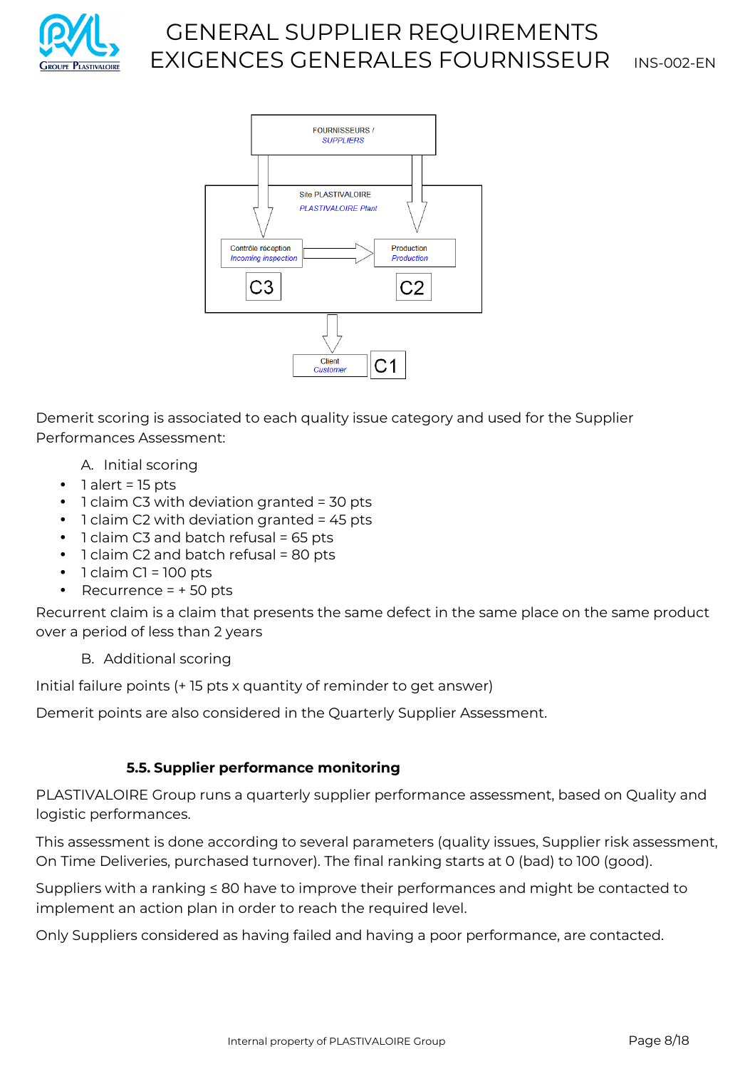FOURNISSEURS / *SUPPLIERS*

Site PLASTIVALOIRE
*PLASTIVALOIRE Plant*

Contrôle réception
*Incoming inspection*

C3

Production
*Production*

C2

Client
*Customer*

C1

Demerit scoring is associated to each quality issue category and used for the Supplier Performances Assessment:

A. Initial scoring

- 1 alert = 15 pts
- 1 claim C3 with deviation granted = 30 pts
- 1 claim C2 with deviation granted = 45 pts
- 1 claim C3 and batch refusal = 65 pts
- 1 claim C2 and batch refusal = 80 pts
- 1 claim C1 = 100 pts
- Recurrence = + 50 pts

Recurrent claim is a claim that presents the same defect in the same place on the same product over a period of less than 2 years

B. Additional scoring

Initial failure points (+ 15 pts x quantity of reminder to get answer)

Demerit points are also considered in the Quarterly Supplier Assessment.

### 5.5. Supplier performance monitoring

PLASTIVALOIRE Group runs a quarterly supplier performance assessment, based on Quality and logistic performances.

This assessment is done according to several parameters (quality issues, Supplier risk assessment, On Time Deliveries, purchased turnover). The final ranking starts at 0 (bad) to 100 (good).

Suppliers with a ranking ≤ 80 have to improve their performances and might be contacted to implement an action plan in order to reach the required level.

Only Suppliers considered as having failed and having a poor performance, are contacted.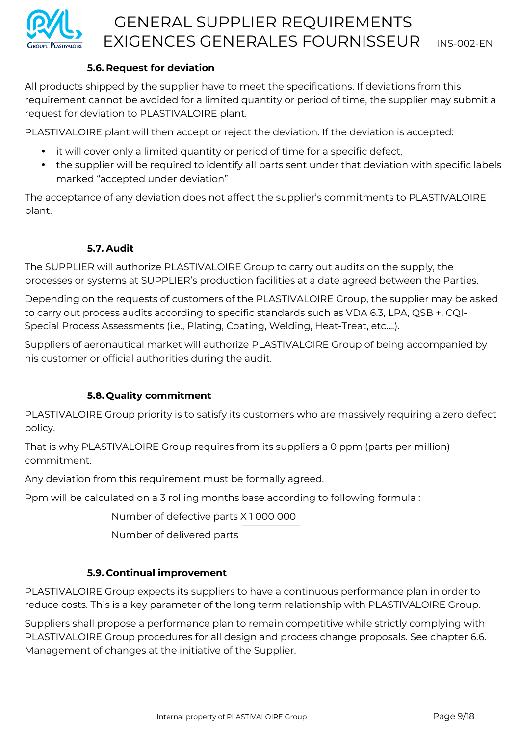### 5.6. Request for deviation

All products shipped by the supplier have to meet the specifications. If deviations from this requirement cannot be avoided for a limited quantity or period of time, the supplier may submit a request for deviation to PLASTIVALOIRE plant.

PLASTIVALOIRE plant will then accept or reject the deviation. If the deviation is accepted:

- it will cover only a limited quantity or period of time for a specific defect,
- the supplier will be required to identify all parts sent under that deviation with specific labels marked "accepted under deviation"

The acceptance of any deviation does not affect the supplier's commitments to PLASTIVALOIRE plant.

### 5.7. Audit

The SUPPLIER will authorize PLASTIVALOIRE Group to carry out audits on the supply, the processes or systems at SUPPLIER's production facilities at a date agreed between the Parties.

Depending on the requests of customers of the PLASTIVALOIRE Group, the supplier may be asked to carry out process audits according to specific standards such as VDA 6.3, LPA, QSB +, CQI-Special Process Assessments (i.e., Plating, Coating, Welding, Heat-Treat, etc….).

Suppliers of aeronautical market will authorize PLASTIVALOIRE Group of being accompanied by his customer or official authorities during the audit.

### 5.8. Quality commitment

PLASTIVALOIRE Group priority is to satisfy its customers who are massively requiring a zero defect policy.

That is why PLASTIVALOIRE Group requires from its suppliers a 0 ppm (parts per million) commitment.

Any deviation from this requirement must be formally agreed.

Ppm will be calculated on a 3 rolling months base according to following formula :

$$\frac{\text{Number of defective parts} \times 1\,000\,000}{\text{Number of delivered parts}}$$

### 5.9. Continual improvement

PLASTIVALOIRE Group expects its suppliers to have a continuous performance plan in order to reduce costs. This is a key parameter of the long term relationship with PLASTIVALOIRE Group.

Suppliers shall propose a performance plan to remain competitive while strictly complying with PLASTIVALOIRE Group procedures for all design and process change proposals. See chapter 6.6. Management of changes at the initiative of the Supplier.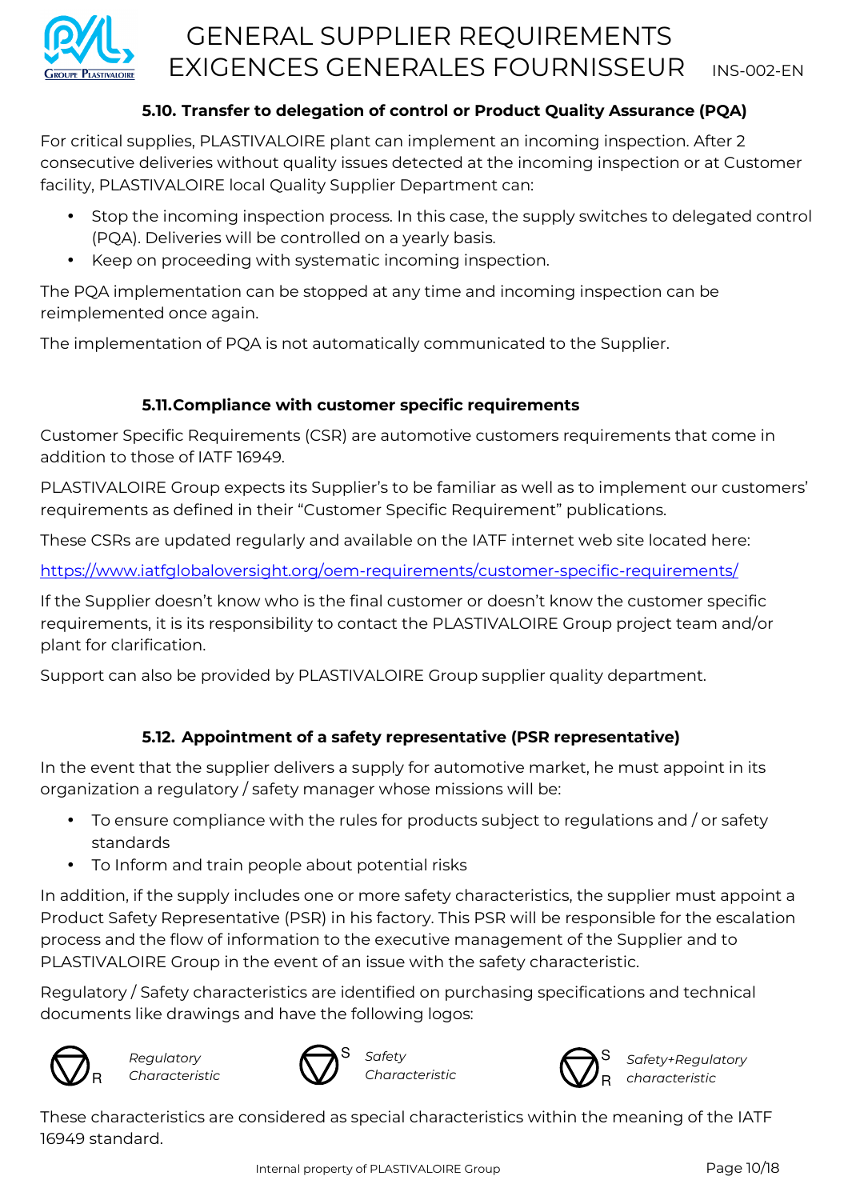### 5.10. Transfer to delegation of control or Product Quality Assurance (PQA)

For critical supplies, PLASTIVALOIRE plant can implement an incoming inspection. After 2 consecutive deliveries without quality issues detected at the incoming inspection or at Customer facility, PLASTIVALOIRE local Quality Supplier Department can:

- Stop the incoming inspection process. In this case, the supply switches to delegated control (PQA). Deliveries will be controlled on a yearly basis.
- Keep on proceeding with systematic incoming inspection.

The PQA implementation can be stopped at any time and incoming inspection can be reimplemented once again.

The implementation of PQA is not automatically communicated to the Supplier.

### 5.11. Compliance with customer specific requirements

Customer Specific Requirements (CSR) are automotive customers requirements that come in addition to those of IATF 16949.

PLASTIVALOIRE Group expects its Supplier's to be familiar as well as to implement our customers' requirements as defined in their "Customer Specific Requirement" publications.

These CSRs are updated regularly and available on the IATF internet web site located here:

https://www.iatfglobaloversight.org/oem-requirements/customer-specific-requirements/

If the Supplier doesn't know who is the final customer or doesn't know the customer specific requirements, it is its responsibility to contact the PLASTIVALOIRE Group project team and/or plant for clarification.

Support can also be provided by PLASTIVALOIRE Group supplier quality department.

### 5.12. Appointment of a safety representative (PSR representative)

In the event that the supplier delivers a supply for automotive market, he must appoint in its organization a regulatory / safety manager whose missions will be:

- To ensure compliance with the rules for products subject to regulations and / or safety standards
- To Inform and train people about potential risks

In addition, if the supply includes one or more safety characteristics, the supplier must appoint a Product Safety Representative (PSR) in his factory. This PSR will be responsible for the escalation process and the flow of information to the executive management of the Supplier and to PLASTIVALOIRE Group in the event of an issue with the safety characteristic.

Regulatory / Safety characteristics are identified on purchasing specifications and technical documents like drawings and have the following logos:

▽R *Regulatory Characteristic* ▽S *Safety Characteristic* ▽S R *Safety+Regulatory characteristic*

These characteristics are considered as special characteristics within the meaning of the IATF 16949 standard.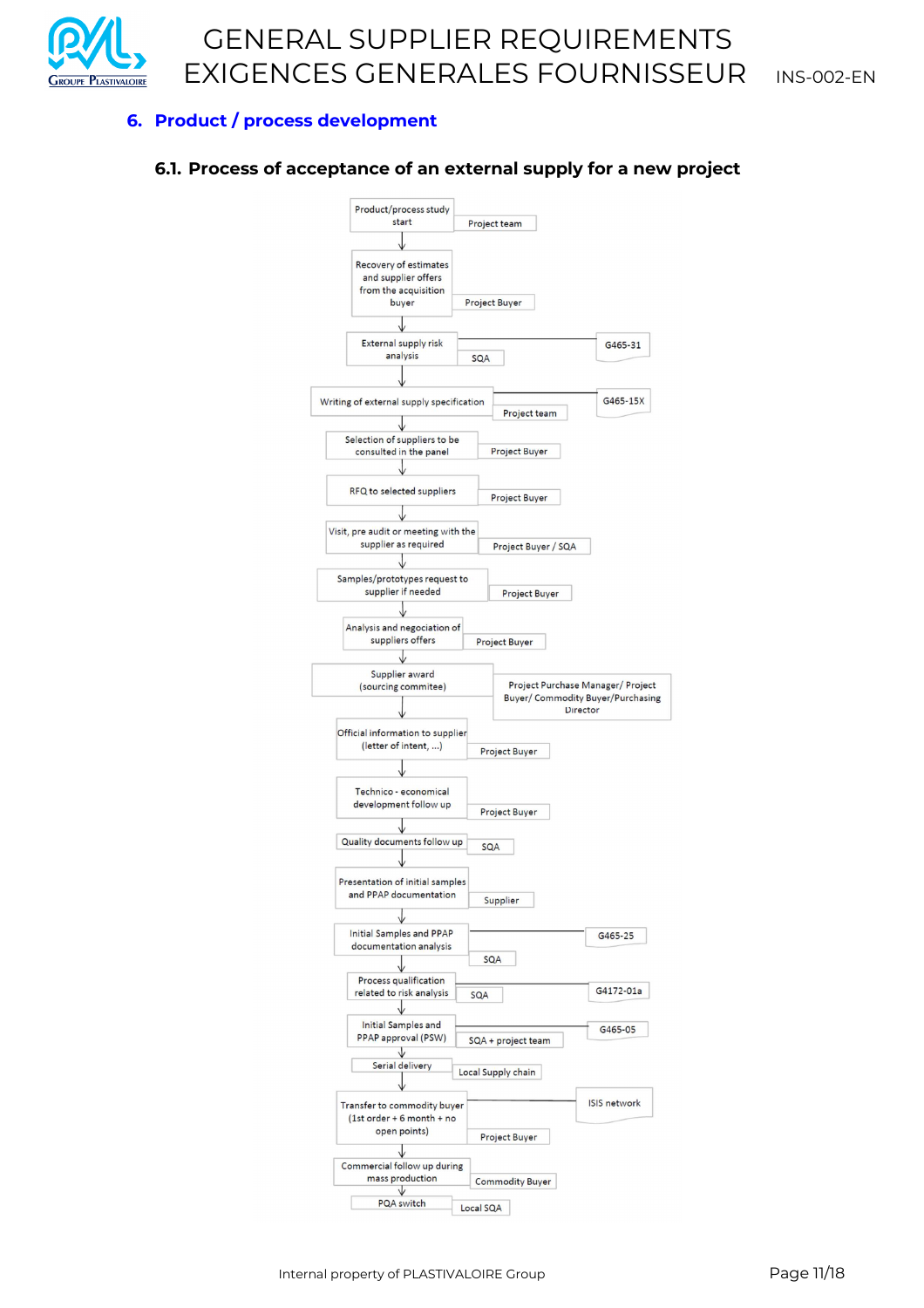## 6. Product / process development

### 6.1. Process of acceptance of an external supply for a new project

| Step | Responsible | Reference |
| --- | --- | --- |
| Product/process study start | Project team | |
| Recovery of estimates and supplier offers from the acquisition buyer | Project Buyer | |
| External supply risk analysis | SQA | G465-31 |
| Writing of external supply specification | Project team | G465-15X |
| Selection of suppliers to be consulted in the panel | Project Buyer | |
| RFQ to selected suppliers | Project Buyer | |
| Visit, pre audit or meeting with the supplier as required | Project Buyer / SQA | |
| Samples/prototypes request to supplier if needed | Project Buyer | |
| Analysis and negociation of suppliers offers | Project Buyer | |
| Supplier award (sourcing commitee) | Project Purchase Manager/ Project Buyer/ Commodity Buyer/Purchasing Director | |
| Official information to supplier (letter of intent, ...) | Project Buyer | |
| Technico - economical development follow up | Project Buyer | |
| Quality documents follow up | SQA | |
| Presentation of initial samples and PPAP documentation | Supplier | |
| Initial Samples and PPAP documentation analysis | SQA | G465-25 |
| Process qualification related to risk analysis | SQA | G4172-01a |
| Initial Samples and PPAP approval (PSW) | SQA + project team | G465-05 |
| Serial delivery | Local Supply chain | |
| Transfer to commodity buyer (1st order + 6 month + no open points) | Project Buyer | ISIS network |
| Commercial follow up during mass production | Commodity Buyer | |
| PQA switch | Local SQA | |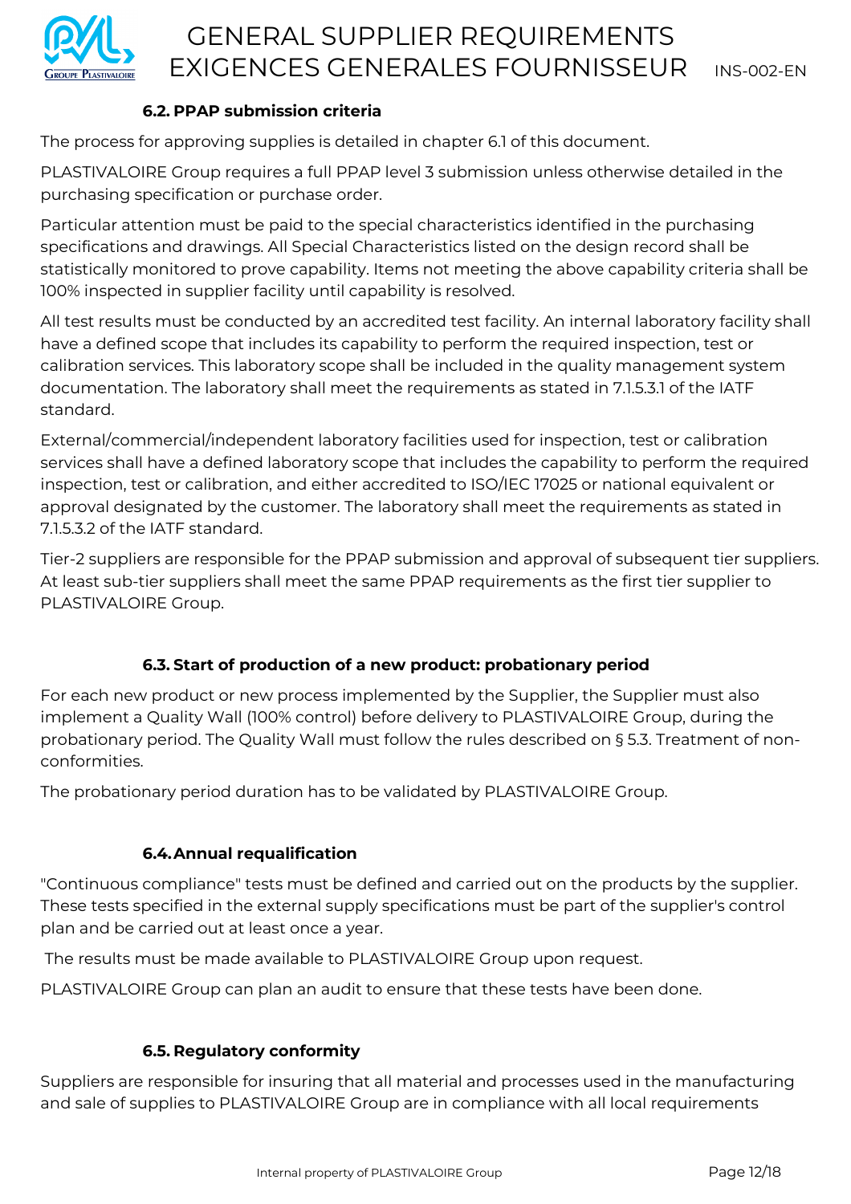### 6.2. PPAP submission criteria

The process for approving supplies is detailed in chapter 6.1 of this document.

PLASTIVALOIRE Group requires a full PPAP level 3 submission unless otherwise detailed in the purchasing specification or purchase order.

Particular attention must be paid to the special characteristics identified in the purchasing specifications and drawings. All Special Characteristics listed on the design record shall be statistically monitored to prove capability. Items not meeting the above capability criteria shall be 100% inspected in supplier facility until capability is resolved.

All test results must be conducted by an accredited test facility. An internal laboratory facility shall have a defined scope that includes its capability to perform the required inspection, test or calibration services. This laboratory scope shall be included in the quality management system documentation. The laboratory shall meet the requirements as stated in 7.1.5.3.1 of the IATF standard.

External/commercial/independent laboratory facilities used for inspection, test or calibration services shall have a defined laboratory scope that includes the capability to perform the required inspection, test or calibration, and either accredited to ISO/IEC 17025 or national equivalent or approval designated by the customer. The laboratory shall meet the requirements as stated in 7.1.5.3.2 of the IATF standard.

Tier-2 suppliers are responsible for the PPAP submission and approval of subsequent tier suppliers. At least sub-tier suppliers shall meet the same PPAP requirements as the first tier supplier to PLASTIVALOIRE Group.

### 6.3. Start of production of a new product: probationary period

For each new product or new process implemented by the Supplier, the Supplier must also implement a Quality Wall (100% control) before delivery to PLASTIVALOIRE Group, during the probationary period. The Quality Wall must follow the rules described on § 5.3. Treatment of non-conformities.

The probationary period duration has to be validated by PLASTIVALOIRE Group.

### 6.4. Annual requalification

"Continuous compliance" tests must be defined and carried out on the products by the supplier. These tests specified in the external supply specifications must be part of the supplier's control plan and be carried out at least once a year.

The results must be made available to PLASTIVALOIRE Group upon request.

PLASTIVALOIRE Group can plan an audit to ensure that these tests have been done.

### 6.5. Regulatory conformity

Suppliers are responsible for insuring that all material and processes used in the manufacturing and sale of supplies to PLASTIVALOIRE Group are in compliance with all local requirements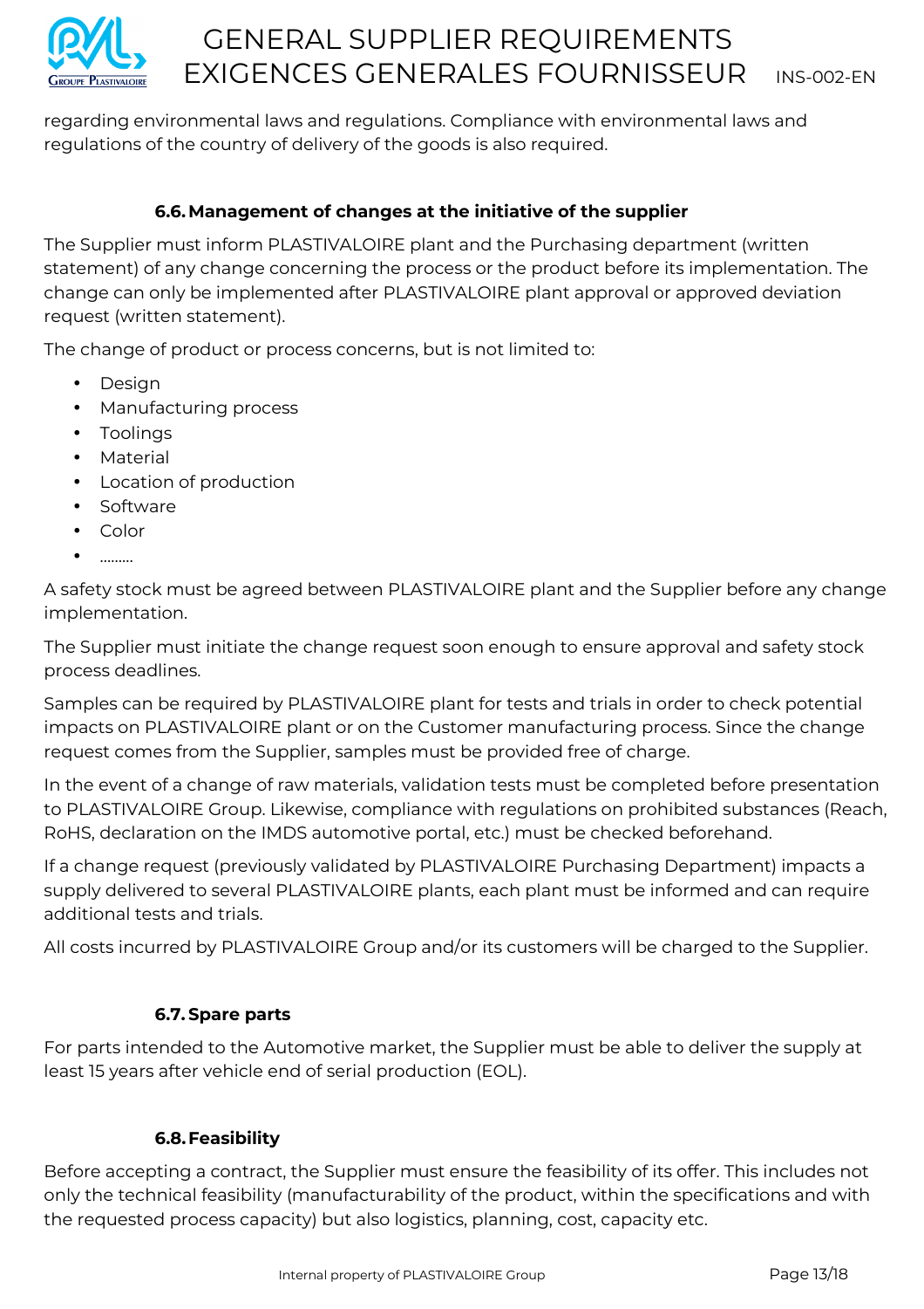regarding environmental laws and regulations. Compliance with environmental laws and regulations of the country of delivery of the goods is also required.

### 6.6. Management of changes at the initiative of the supplier

The Supplier must inform PLASTIVALOIRE plant and the Purchasing department (written statement) of any change concerning the process or the product before its implementation. The change can only be implemented after PLASTIVALOIRE plant approval or approved deviation request (written statement).

The change of product or process concerns, but is not limited to:

- Design
- Manufacturing process
- Toolings
- Material
- Location of production
- Software
- Color
- ………

A safety stock must be agreed between PLASTIVALOIRE plant and the Supplier before any change implementation.

The Supplier must initiate the change request soon enough to ensure approval and safety stock process deadlines.

Samples can be required by PLASTIVALOIRE plant for tests and trials in order to check potential impacts on PLASTIVALOIRE plant or on the Customer manufacturing process. Since the change request comes from the Supplier, samples must be provided free of charge.

In the event of a change of raw materials, validation tests must be completed before presentation to PLASTIVALOIRE Group. Likewise, compliance with regulations on prohibited substances (Reach, RoHS, declaration on the IMDS automotive portal, etc.) must be checked beforehand.

If a change request (previously validated by PLASTIVALOIRE Purchasing Department) impacts a supply delivered to several PLASTIVALOIRE plants, each plant must be informed and can require additional tests and trials.

All costs incurred by PLASTIVALOIRE Group and/or its customers will be charged to the Supplier.

### 6.7. Spare parts

For parts intended to the Automotive market, the Supplier must be able to deliver the supply at least 15 years after vehicle end of serial production (EOL).

### 6.8. Feasibility

Before accepting a contract, the Supplier must ensure the feasibility of its offer. This includes not only the technical feasibility (manufacturability of the product, within the specifications and with the requested process capacity) but also logistics, planning, cost, capacity etc.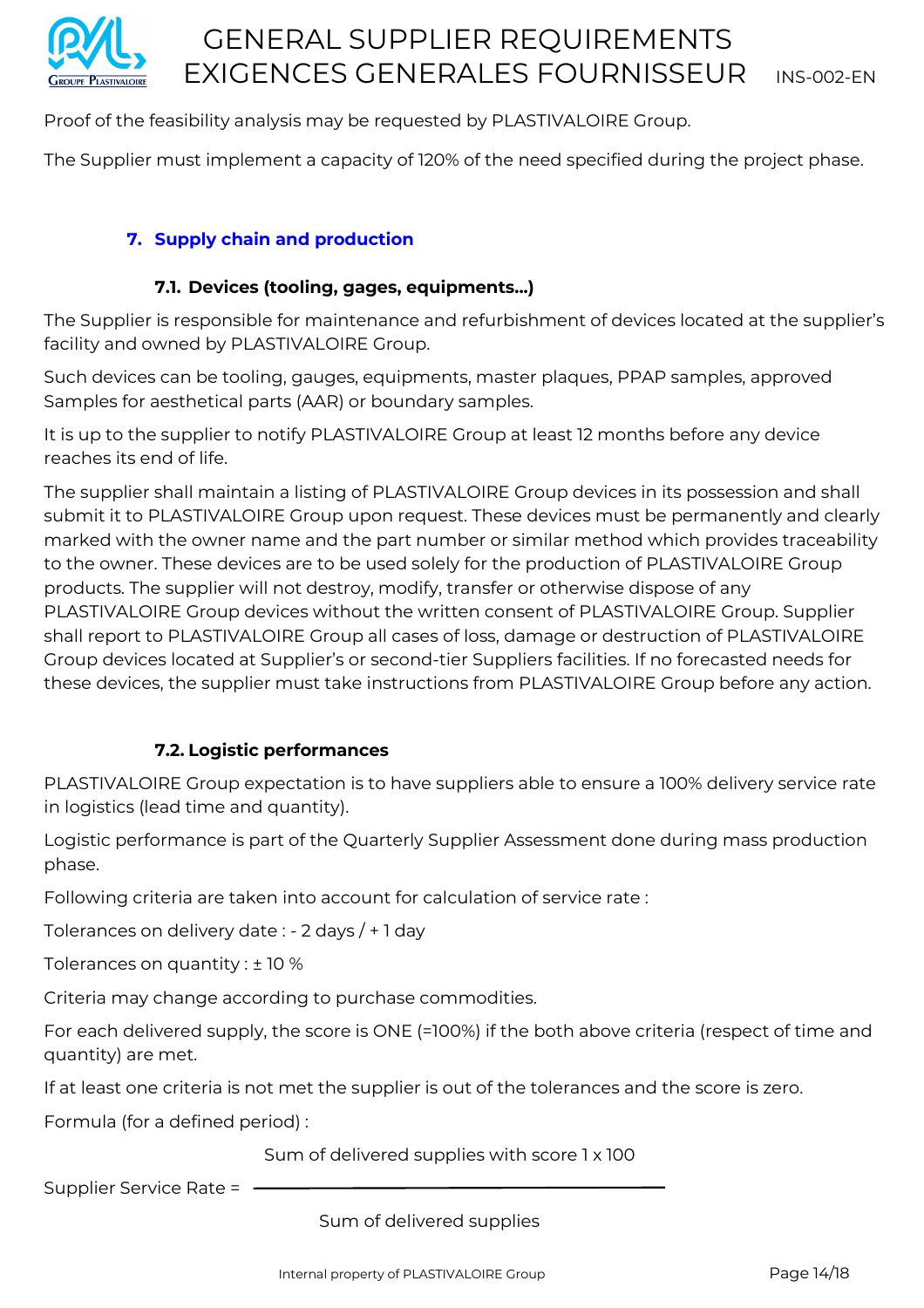Proof of the feasibility analysis may be requested by PLASTIVALOIRE Group.

The Supplier must implement a capacity of 120% of the need specified during the project phase.

## 7. Supply chain and production

### 7.1. Devices (tooling, gages, equipments…)

The Supplier is responsible for maintenance and refurbishment of devices located at the supplier's facility and owned by PLASTIVALOIRE Group.

Such devices can be tooling, gauges, equipments, master plaques, PPAP samples, approved Samples for aesthetical parts (AAR) or boundary samples.

It is up to the supplier to notify PLASTIVALOIRE Group at least 12 months before any device reaches its end of life.

The supplier shall maintain a listing of PLASTIVALOIRE Group devices in its possession and shall submit it to PLASTIVALOIRE Group upon request. These devices must be permanently and clearly marked with the owner name and the part number or similar method which provides traceability to the owner. These devices are to be used solely for the production of PLASTIVALOIRE Group products. The supplier will not destroy, modify, transfer or otherwise dispose of any PLASTIVALOIRE Group devices without the written consent of PLASTIVALOIRE Group. Supplier shall report to PLASTIVALOIRE Group all cases of loss, damage or destruction of PLASTIVALOIRE Group devices located at Supplier's or second-tier Suppliers facilities. If no forecasted needs for these devices, the supplier must take instructions from PLASTIVALOIRE Group before any action.

### 7.2. Logistic performances

PLASTIVALOIRE Group expectation is to have suppliers able to ensure a 100% delivery service rate in logistics (lead time and quantity).

Logistic performance is part of the Quarterly Supplier Assessment done during mass production phase.

Following criteria are taken into account for calculation of service rate :

Tolerances on delivery date : - 2 days / + 1 day

Tolerances on quantity : ± 10 %

Criteria may change according to purchase commodities.

For each delivered supply, the score is ONE (=100%) if the both above criteria (respect of time and quantity) are met.

If at least one criteria is not met the supplier is out of the tolerances and the score is zero.

Formula (for a defined period) :

$$\text{Supplier Service Rate} = \frac{\text{Sum of delivered supplies with score 1} \times 100}{\text{Sum of delivered supplies}}$$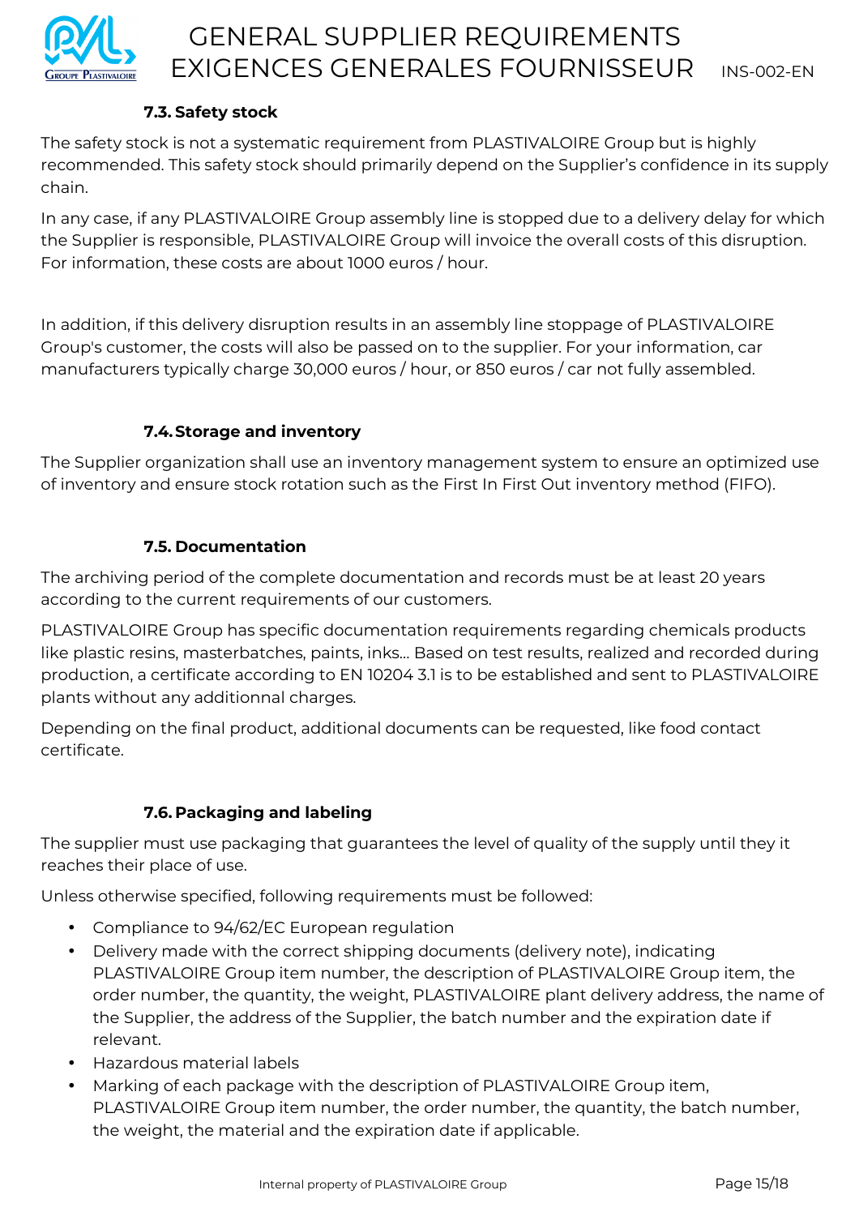### 7.3. Safety stock

The safety stock is not a systematic requirement from PLASTIVALOIRE Group but is highly recommended. This safety stock should primarily depend on the Supplier's confidence in its supply chain.

In any case, if any PLASTIVALOIRE Group assembly line is stopped due to a delivery delay for which the Supplier is responsible, PLASTIVALOIRE Group will invoice the overall costs of this disruption. For information, these costs are about 1000 euros / hour.

In addition, if this delivery disruption results in an assembly line stoppage of PLASTIVALOIRE Group's customer, the costs will also be passed on to the supplier. For your information, car manufacturers typically charge 30,000 euros / hour, or 850 euros / car not fully assembled.

### 7.4. Storage and inventory

The Supplier organization shall use an inventory management system to ensure an optimized use of inventory and ensure stock rotation such as the First In First Out inventory method (FIFO).

### 7.5. Documentation

The archiving period of the complete documentation and records must be at least 20 years according to the current requirements of our customers.

PLASTIVALOIRE Group has specific documentation requirements regarding chemicals products like plastic resins, masterbatches, paints, inks… Based on test results, realized and recorded during production, a certificate according to EN 10204 3.1 is to be established and sent to PLASTIVALOIRE plants without any additionnal charges.

Depending on the final product, additional documents can be requested, like food contact certificate.

### 7.6. Packaging and labeling

The supplier must use packaging that guarantees the level of quality of the supply until they it reaches their place of use.

Unless otherwise specified, following requirements must be followed:

- Compliance to 94/62/EC European regulation
- Delivery made with the correct shipping documents (delivery note), indicating PLASTIVALOIRE Group item number, the description of PLASTIVALOIRE Group item, the order number, the quantity, the weight, PLASTIVALOIRE plant delivery address, the name of the Supplier, the address of the Supplier, the batch number and the expiration date if relevant.
- Hazardous material labels
- Marking of each package with the description of PLASTIVALOIRE Group item, PLASTIVALOIRE Group item number, the order number, the quantity, the batch number, the weight, the material and the expiration date if applicable.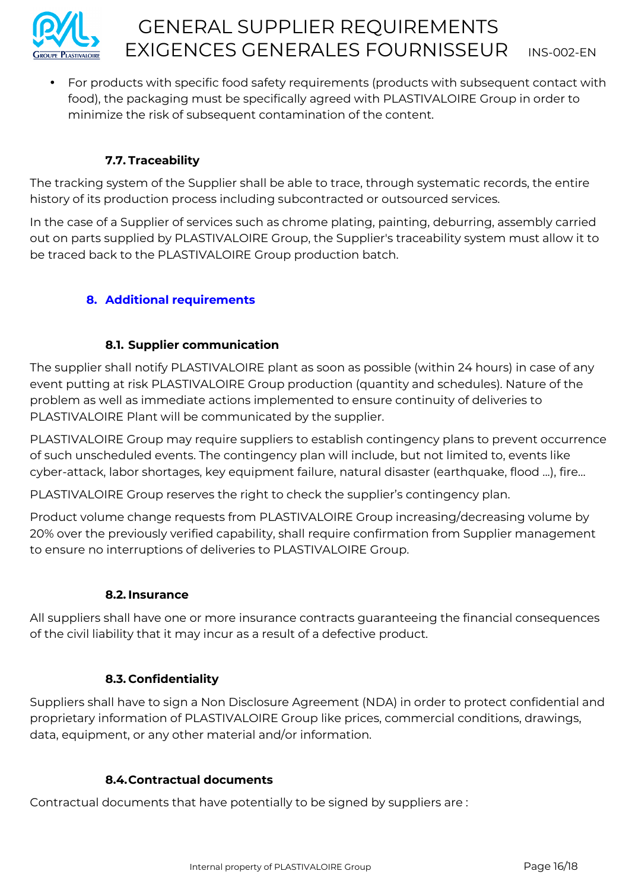- For products with specific food safety requirements (products with subsequent contact with food), the packaging must be specifically agreed with PLASTIVALOIRE Group in order to minimize the risk of subsequent contamination of the content.

### 7.7. Traceability

The tracking system of the Supplier shall be able to trace, through systematic records, the entire history of its production process including subcontracted or outsourced services.

In the case of a Supplier of services such as chrome plating, painting, deburring, assembly carried out on parts supplied by PLASTIVALOIRE Group, the Supplier's traceability system must allow it to be traced back to the PLASTIVALOIRE Group production batch.

## 8. Additional requirements

### 8.1. Supplier communication

The supplier shall notify PLASTIVALOIRE plant as soon as possible (within 24 hours) in case of any event putting at risk PLASTIVALOIRE Group production (quantity and schedules). Nature of the problem as well as immediate actions implemented to ensure continuity of deliveries to PLASTIVALOIRE Plant will be communicated by the supplier.

PLASTIVALOIRE Group may require suppliers to establish contingency plans to prevent occurrence of such unscheduled events. The contingency plan will include, but not limited to, events like cyber-attack, labor shortages, key equipment failure, natural disaster (earthquake, flood …), fire…

PLASTIVALOIRE Group reserves the right to check the supplier's contingency plan.

Product volume change requests from PLASTIVALOIRE Group increasing/decreasing volume by 20% over the previously verified capability, shall require confirmation from Supplier management to ensure no interruptions of deliveries to PLASTIVALOIRE Group.

### 8.2. Insurance

All suppliers shall have one or more insurance contracts guaranteeing the financial consequences of the civil liability that it may incur as a result of a defective product.

### 8.3. Confidentiality

Suppliers shall have to sign a Non Disclosure Agreement (NDA) in order to protect confidential and proprietary information of PLASTIVALOIRE Group like prices, commercial conditions, drawings, data, equipment, or any other material and/or information.

### 8.4. Contractual documents

Contractual documents that have potentially to be signed by suppliers are :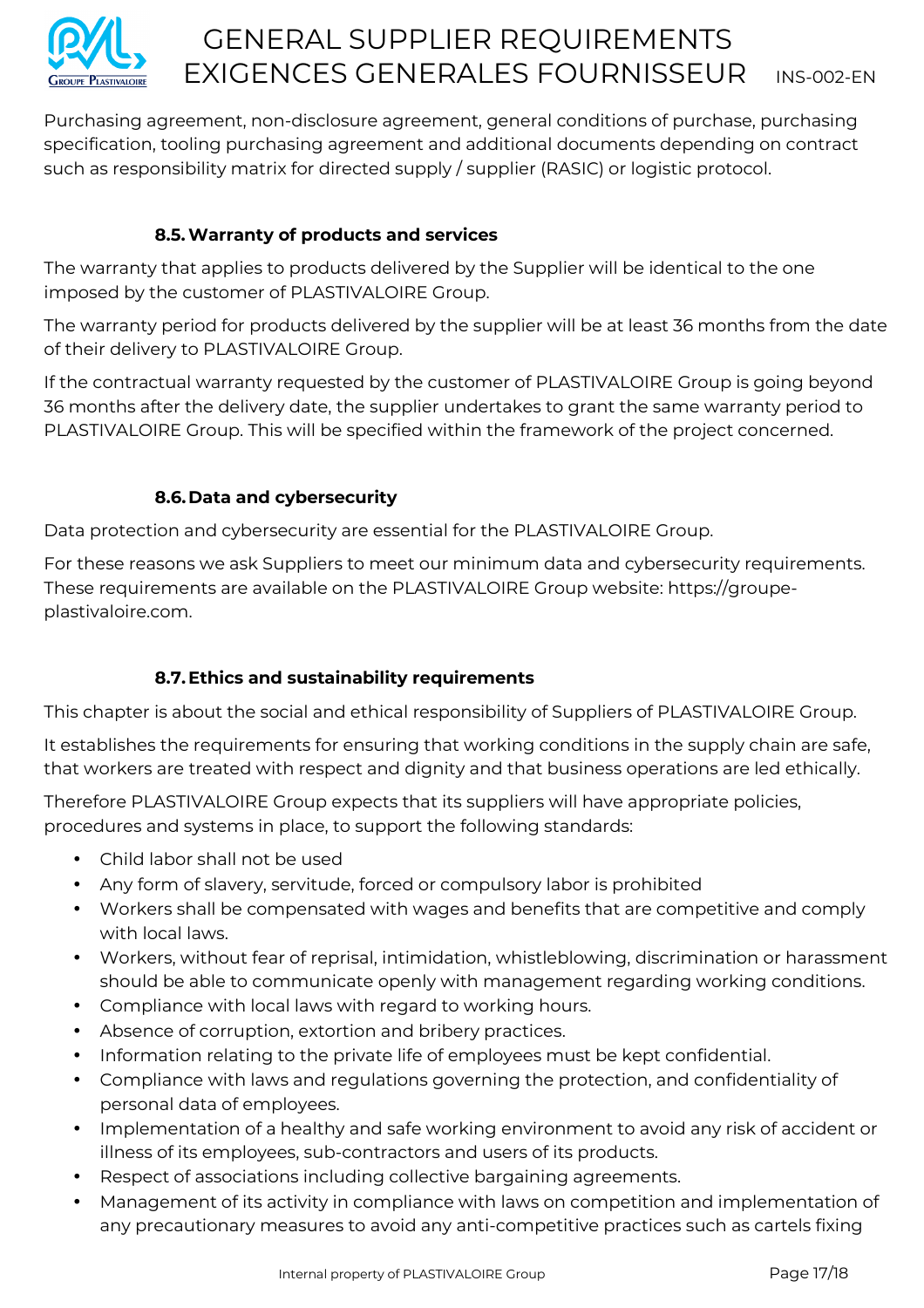Purchasing agreement, non-disclosure agreement, general conditions of purchase, purchasing specification, tooling purchasing agreement and additional documents depending on contract such as responsibility matrix for directed supply / supplier (RASIC) or logistic protocol.

### 8.5. Warranty of products and services

The warranty that applies to products delivered by the Supplier will be identical to the one imposed by the customer of PLASTIVALOIRE Group.

The warranty period for products delivered by the supplier will be at least 36 months from the date of their delivery to PLASTIVALOIRE Group.

If the contractual warranty requested by the customer of PLASTIVALOIRE Group is going beyond 36 months after the delivery date, the supplier undertakes to grant the same warranty period to PLASTIVALOIRE Group. This will be specified within the framework of the project concerned.

### 8.6. Data and cybersecurity

Data protection and cybersecurity are essential for the PLASTIVALOIRE Group.

For these reasons we ask Suppliers to meet our minimum data and cybersecurity requirements. These requirements are available on the PLASTIVALOIRE Group website: https://groupe-plastivaloire.com.

### 8.7. Ethics and sustainability requirements

This chapter is about the social and ethical responsibility of Suppliers of PLASTIVALOIRE Group.

It establishes the requirements for ensuring that working conditions in the supply chain are safe, that workers are treated with respect and dignity and that business operations are led ethically.

Therefore PLASTIVALOIRE Group expects that its suppliers will have appropriate policies, procedures and systems in place, to support the following standards:

- Child labor shall not be used
- Any form of slavery, servitude, forced or compulsory labor is prohibited
- Workers shall be compensated with wages and benefits that are competitive and comply with local laws.
- Workers, without fear of reprisal, intimidation, whistleblowing, discrimination or harassment should be able to communicate openly with management regarding working conditions.
- Compliance with local laws with regard to working hours.
- Absence of corruption, extortion and bribery practices.
- Information relating to the private life of employees must be kept confidential.
- Compliance with laws and regulations governing the protection, and confidentiality of personal data of employees.
- Implementation of a healthy and safe working environment to avoid any risk of accident or illness of its employees, sub-contractors and users of its products.
- Respect of associations including collective bargaining agreements.
- Management of its activity in compliance with laws on competition and implementation of any precautionary measures to avoid any anti-competitive practices such as cartels fixing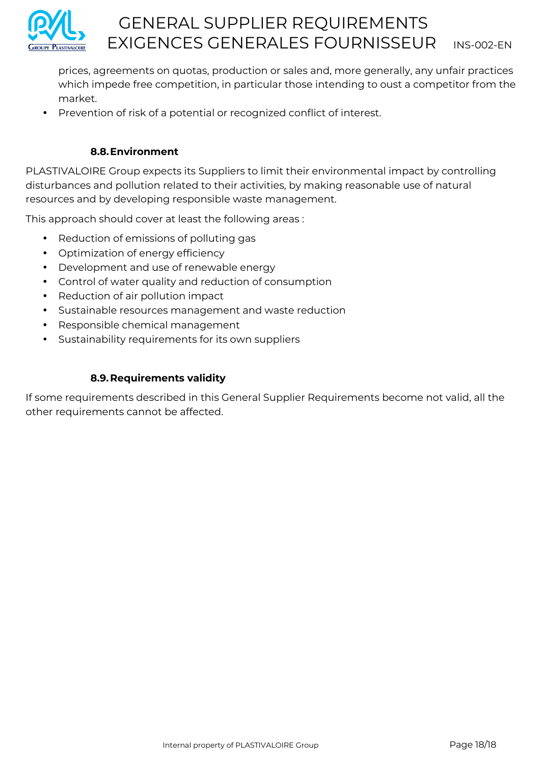prices, agreements on quotas, production or sales and, more generally, any unfair practices which impede free competition, in particular those intending to oust a competitor from the market.

- Prevention of risk of a potential or recognized conflict of interest.

### 8.8. Environment

PLASTIVALOIRE Group expects its Suppliers to limit their environmental impact by controlling disturbances and pollution related to their activities, by making reasonable use of natural resources and by developing responsible waste management.

This approach should cover at least the following areas :

- Reduction of emissions of polluting gas
- Optimization of energy efficiency
- Development and use of renewable energy
- Control of water quality and reduction of consumption
- Reduction of air pollution impact
- Sustainable resources management and waste reduction
- Responsible chemical management
- Sustainability requirements for its own suppliers

### 8.9. Requirements validity

If some requirements described in this General Supplier Requirements become not valid, all the other requirements cannot be affected.